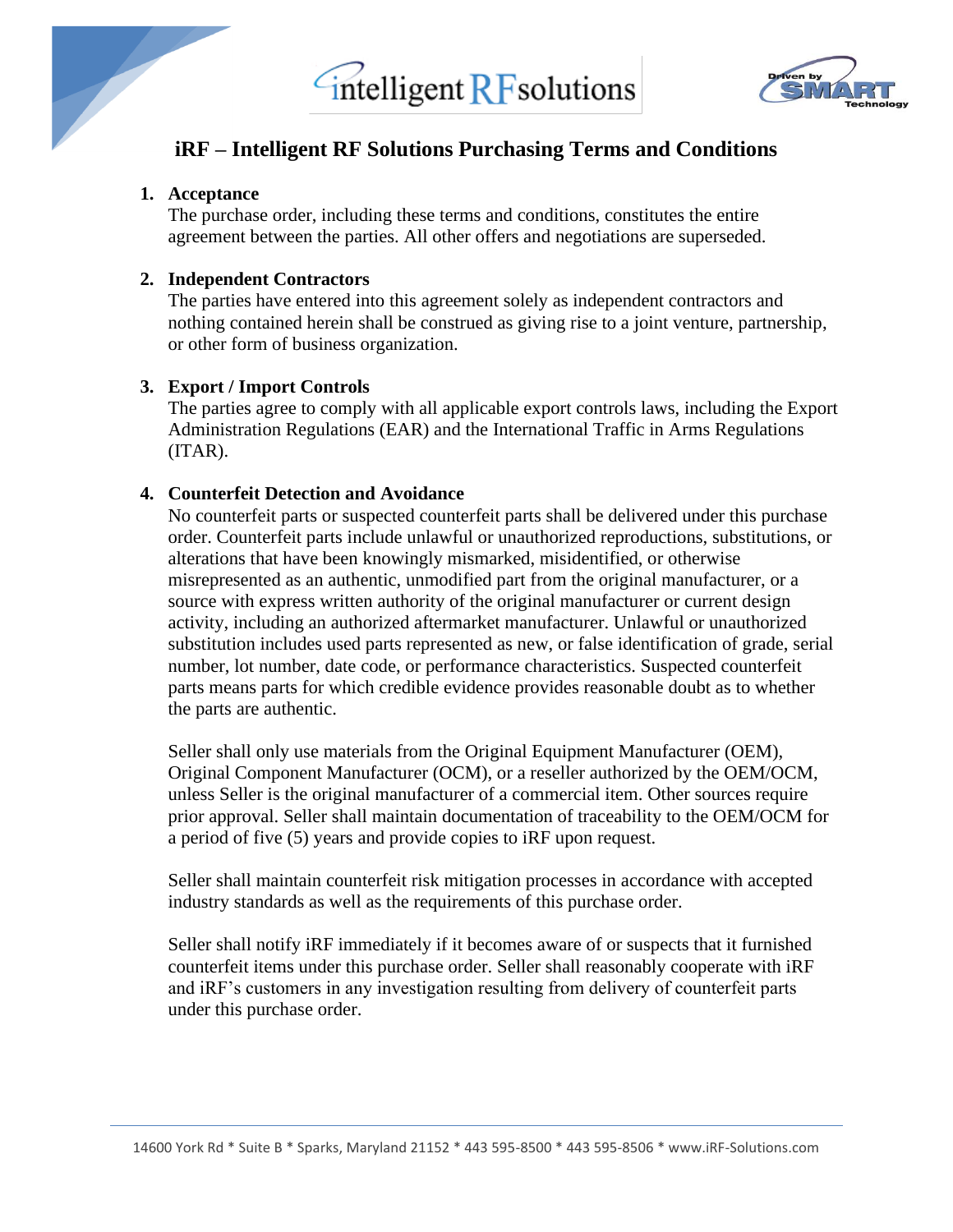# iRF – Intelligent RF Solutions Purchasing Terms and Conditions

1. **Acceptance**
   The purchase order, including these terms and conditions, constitutes the entire agreement between the parties. All other offers and negotiations are superseded.

2. **Independent Contractors**
   The parties have entered into this agreement solely as independent contractors and nothing contained herein shall be construed as giving rise to a joint venture, partnership, or other form of business organization.

3. **Export / Import Controls**
   The parties agree to comply with all applicable export controls laws, including the Export Administration Regulations (EAR) and the International Traffic in Arms Regulations (ITAR).

4. **Counterfeit Detection and Avoidance**
   No counterfeit parts or suspected counterfeit parts shall be delivered under this purchase order. Counterfeit parts include unlawful or unauthorized reproductions, substitutions, or alterations that have been knowingly mismarked, misidentified, or otherwise misrepresented as an authentic, unmodified part from the original manufacturer, or a source with express written authority of the original manufacturer or current design activity, including an authorized aftermarket manufacturer. Unlawful or unauthorized substitution includes used parts represented as new, or false identification of grade, serial number, lot number, date code, or performance characteristics. Suspected counterfeit parts means parts for which credible evidence provides reasonable doubt as to whether the parts are authentic.

   Seller shall only use materials from the Original Equipment Manufacturer (OEM), Original Component Manufacturer (OCM), or a reseller authorized by the OEM/OCM, unless Seller is the original manufacturer of a commercial item. Other sources require prior approval. Seller shall maintain documentation of traceability to the OEM/OCM for a period of five (5) years and provide copies to iRF upon request.

   Seller shall maintain counterfeit risk mitigation processes in accordance with accepted industry standards as well as the requirements of this purchase order.

   Seller shall notify iRF immediately if it becomes aware of or suspects that it furnished counterfeit items under this purchase order. Seller shall reasonably cooperate with iRF and iRF's customers in any investigation resulting from delivery of counterfeit parts under this purchase order.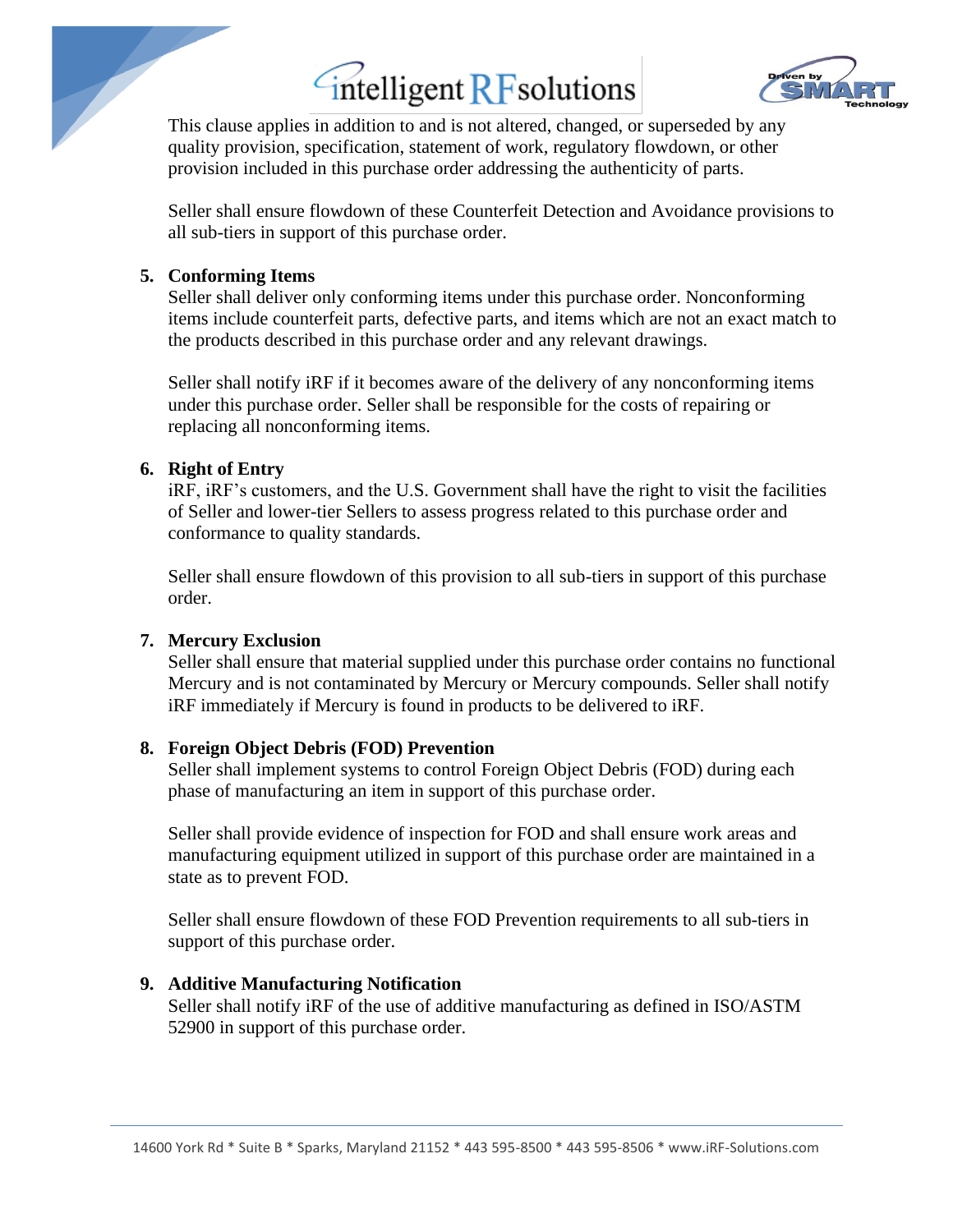This clause applies in addition to and is not altered, changed, or superseded by any quality provision, specification, statement of work, regulatory flowdown, or other provision included in this purchase order addressing the authenticity of parts.

Seller shall ensure flowdown of these Counterfeit Detection and Avoidance provisions to all sub-tiers in support of this purchase order.

5. **Conforming Items**

   Seller shall deliver only conforming items under this purchase order. Nonconforming items include counterfeit parts, defective parts, and items which are not an exact match to the products described in this purchase order and any relevant drawings.

   Seller shall notify iRF if it becomes aware of the delivery of any nonconforming items under this purchase order. Seller shall be responsible for the costs of repairing or replacing all nonconforming items.

6. **Right of Entry**

   iRF, iRF's customers, and the U.S. Government shall have the right to visit the facilities of Seller and lower-tier Sellers to assess progress related to this purchase order and conformance to quality standards.

   Seller shall ensure flowdown of this provision to all sub-tiers in support of this purchase order.

7. **Mercury Exclusion**

   Seller shall ensure that material supplied under this purchase order contains no functional Mercury and is not contaminated by Mercury or Mercury compounds. Seller shall notify iRF immediately if Mercury is found in products to be delivered to iRF.

8. **Foreign Object Debris (FOD) Prevention**

   Seller shall implement systems to control Foreign Object Debris (FOD) during each phase of manufacturing an item in support of this purchase order.

   Seller shall provide evidence of inspection for FOD and shall ensure work areas and manufacturing equipment utilized in support of this purchase order are maintained in a state as to prevent FOD.

   Seller shall ensure flowdown of these FOD Prevention requirements to all sub-tiers in support of this purchase order.

9. **Additive Manufacturing Notification**

   Seller shall notify iRF of the use of additive manufacturing as defined in ISO/ASTM 52900 in support of this purchase order.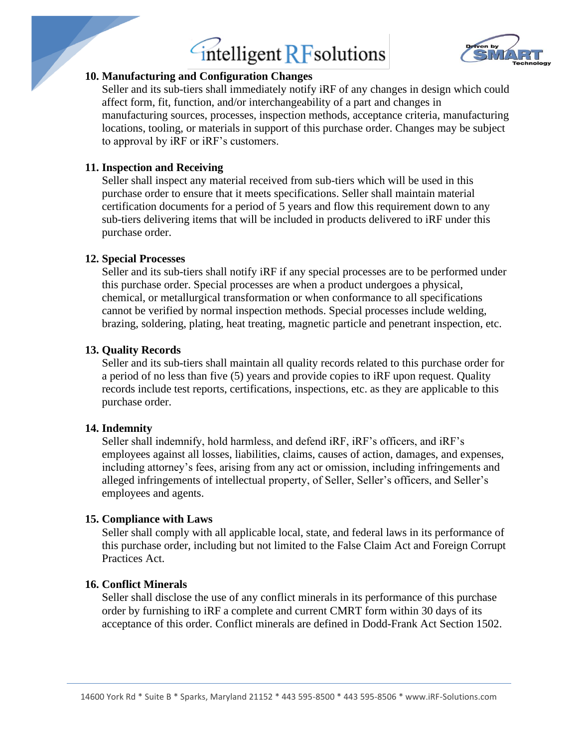**10. Manufacturing and Configuration Changes**

Seller and its sub-tiers shall immediately notify iRF of any changes in design which could affect form, fit, function, and/or interchangeability of a part and changes in manufacturing sources, processes, inspection methods, acceptance criteria, manufacturing locations, tooling, or materials in support of this purchase order. Changes may be subject to approval by iRF or iRF's customers.

**11. Inspection and Receiving**

Seller shall inspect any material received from sub-tiers which will be used in this purchase order to ensure that it meets specifications. Seller shall maintain material certification documents for a period of 5 years and flow this requirement down to any sub-tiers delivering items that will be included in products delivered to iRF under this purchase order.

**12. Special Processes**

Seller and its sub-tiers shall notify iRF if any special processes are to be performed under this purchase order. Special processes are when a product undergoes a physical, chemical, or metallurgical transformation or when conformance to all specifications cannot be verified by normal inspection methods. Special processes include welding, brazing, soldering, plating, heat treating, magnetic particle and penetrant inspection, etc.

**13. Quality Records**

Seller and its sub-tiers shall maintain all quality records related to this purchase order for a period of no less than five (5) years and provide copies to iRF upon request. Quality records include test reports, certifications, inspections, etc. as they are applicable to this purchase order.

**14. Indemnity**

Seller shall indemnify, hold harmless, and defend iRF, iRF's officers, and iRF's employees against all losses, liabilities, claims, causes of action, damages, and expenses, including attorney's fees, arising from any act or omission, including infringements and alleged infringements of intellectual property, of Seller, Seller's officers, and Seller's employees and agents.

**15. Compliance with Laws**

Seller shall comply with all applicable local, state, and federal laws in its performance of this purchase order, including but not limited to the False Claim Act and Foreign Corrupt Practices Act.

**16. Conflict Minerals**

Seller shall disclose the use of any conflict minerals in its performance of this purchase order by furnishing to iRF a complete and current CMRT form within 30 days of its acceptance of this order. Conflict minerals are defined in Dodd-Frank Act Section 1502.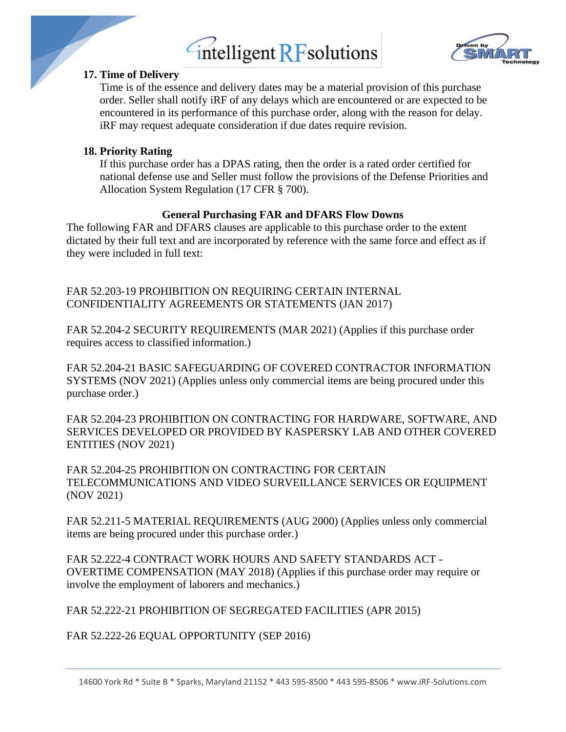**17. Time of Delivery**

Time is of the essence and delivery dates may be a material provision of this purchase order. Seller shall notify iRF of any delays which are encountered or are expected to be encountered in its performance of this purchase order, along with the reason for delay. iRF may request adequate consideration if due dates require revision.

**18. Priority Rating**

If this purchase order has a DPAS rating, then the order is a rated order certified for national defense use and Seller must follow the provisions of the Defense Priorities and Allocation System Regulation (17 CFR § 700).

**General Purchasing FAR and DFARS Flow Downs**

The following FAR and DFARS clauses are applicable to this purchase order to the extent dictated by their full text and are incorporated by reference with the same force and effect as if they were included in full text:

FAR 52.203-19 PROHIBITION ON REQUIRING CERTAIN INTERNAL CONFIDENTIALITY AGREEMENTS OR STATEMENTS (JAN 2017)

FAR 52.204-2 SECURITY REQUIREMENTS (MAR 2021) (Applies if this purchase order requires access to classified information.)

FAR 52.204-21 BASIC SAFEGUARDING OF COVERED CONTRACTOR INFORMATION SYSTEMS (NOV 2021) (Applies unless only commercial items are being procured under this purchase order.)

FAR 52.204-23 PROHIBITION ON CONTRACTING FOR HARDWARE, SOFTWARE, AND SERVICES DEVELOPED OR PROVIDED BY KASPERSKY LAB AND OTHER COVERED ENTITIES (NOV 2021)

FAR 52.204-25 PROHIBITION ON CONTRACTING FOR CERTAIN TELECOMMUNICATIONS AND VIDEO SURVEILLANCE SERVICES OR EQUIPMENT (NOV 2021)

FAR 52.211-5 MATERIAL REQUIREMENTS (AUG 2000) (Applies unless only commercial items are being procured under this purchase order.)

FAR 52.222-4 CONTRACT WORK HOURS AND SAFETY STANDARDS ACT - OVERTIME COMPENSATION (MAY 2018) (Applies if this purchase order may require or involve the employment of laborers and mechanics.)

FAR 52.222-21 PROHIBITION OF SEGREGATED FACILITIES (APR 2015)

FAR 52.222-26 EQUAL OPPORTUNITY (SEP 2016)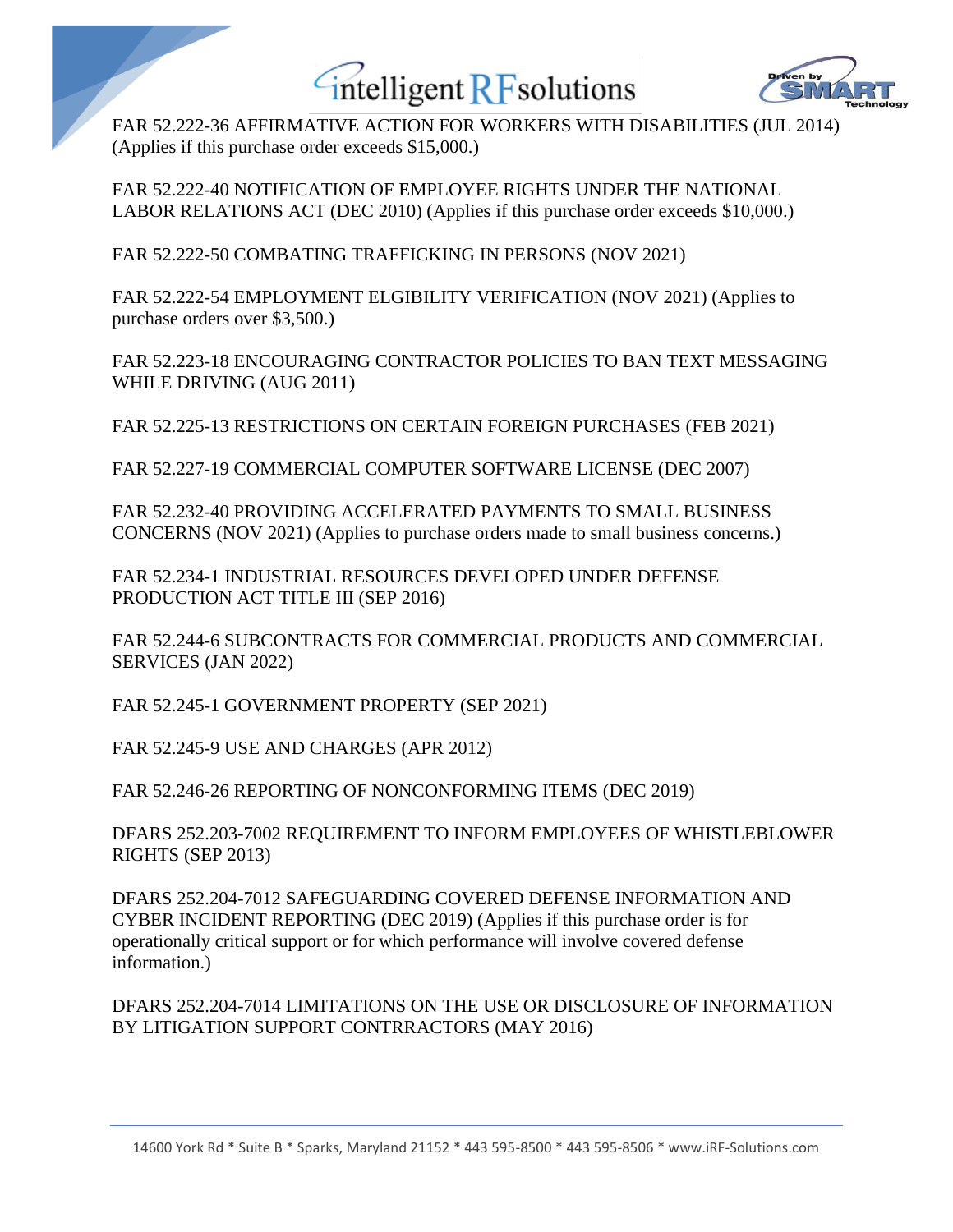FAR 52.222-36 AFFIRMATIVE ACTION FOR WORKERS WITH DISABILITIES (JUL 2014) (Applies if this purchase order exceeds $15,000.)

FAR 52.222-40 NOTIFICATION OF EMPLOYEE RIGHTS UNDER THE NATIONAL LABOR RELATIONS ACT (DEC 2010) (Applies if this purchase order exceeds $10,000.)

FAR 52.222-50 COMBATING TRAFFICKING IN PERSONS (NOV 2021)

FAR 52.222-54 EMPLOYMENT ELGIBILITY VERIFICATION (NOV 2021) (Applies to purchase orders over $3,500.)

FAR 52.223-18 ENCOURAGING CONTRACTOR POLICIES TO BAN TEXT MESSAGING WHILE DRIVING (AUG 2011)

FAR 52.225-13 RESTRICTIONS ON CERTAIN FOREIGN PURCHASES (FEB 2021)

FAR 52.227-19 COMMERCIAL COMPUTER SOFTWARE LICENSE (DEC 2007)

FAR 52.232-40 PROVIDING ACCELERATED PAYMENTS TO SMALL BUSINESS CONCERNS (NOV 2021) (Applies to purchase orders made to small business concerns.)

FAR 52.234-1 INDUSTRIAL RESOURCES DEVELOPED UNDER DEFENSE PRODUCTION ACT TITLE III (SEP 2016)

FAR 52.244-6 SUBCONTRACTS FOR COMMERCIAL PRODUCTS AND COMMERCIAL SERVICES (JAN 2022)

FAR 52.245-1 GOVERNMENT PROPERTY (SEP 2021)

FAR 52.245-9 USE AND CHARGES (APR 2012)

FAR 52.246-26 REPORTING OF NONCONFORMING ITEMS (DEC 2019)

DFARS 252.203-7002 REQUIREMENT TO INFORM EMPLOYEES OF WHISTLEBLOWER RIGHTS (SEP 2013)

DFARS 252.204-7012 SAFEGUARDING COVERED DEFENSE INFORMATION AND CYBER INCIDENT REPORTING (DEC 2019) (Applies if this purchase order is for operationally critical support or for which performance will involve covered defense information.)

DFARS 252.204-7014 LIMITATIONS ON THE USE OR DISCLOSURE OF INFORMATION BY LITIGATION SUPPORT CONTRRACTORS (MAY 2016)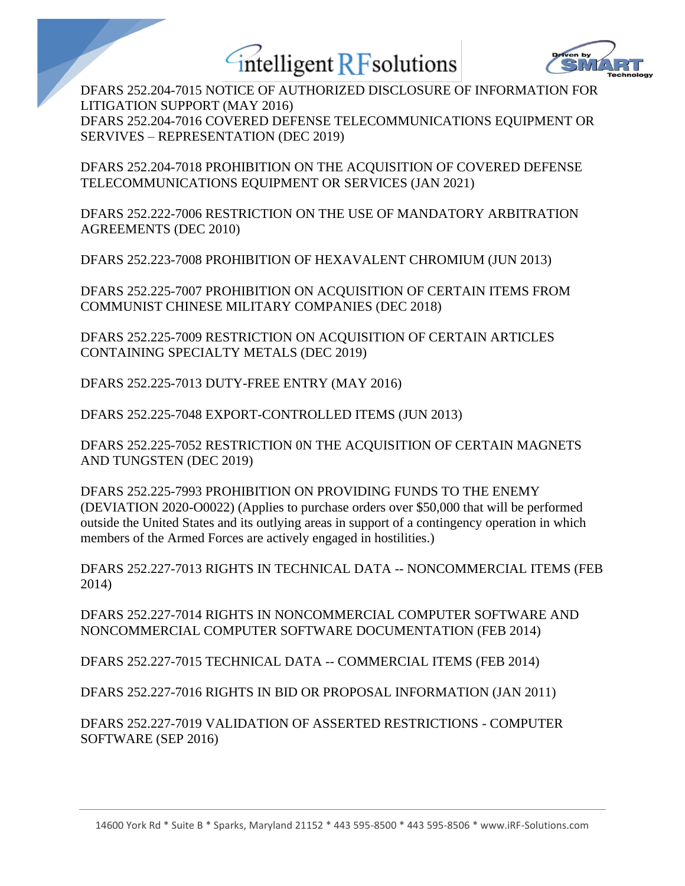DFARS 252.204-7015 NOTICE OF AUTHORIZED DISCLOSURE OF INFORMATION FOR LITIGATION SUPPORT (MAY 2016)
DFARS 252.204-7016 COVERED DEFENSE TELECOMMUNICATIONS EQUIPMENT OR SERVIVES – REPRESENTATION (DEC 2019)

DFARS 252.204-7018 PROHIBITION ON THE ACQUISITION OF COVERED DEFENSE TELECOMMUNICATIONS EQUIPMENT OR SERVICES (JAN 2021)

DFARS 252.222-7006 RESTRICTION ON THE USE OF MANDATORY ARBITRATION AGREEMENTS (DEC 2010)

DFARS 252.223-7008 PROHIBITION OF HEXAVALENT CHROMIUM (JUN 2013)

DFARS 252.225-7007 PROHIBITION ON ACQUISITION OF CERTAIN ITEMS FROM COMMUNIST CHINESE MILITARY COMPANIES (DEC 2018)

DFARS 252.225-7009 RESTRICTION ON ACQUISITION OF CERTAIN ARTICLES CONTAINING SPECIALTY METALS (DEC 2019)

DFARS 252.225-7013 DUTY-FREE ENTRY (MAY 2016)

DFARS 252.225-7048 EXPORT-CONTROLLED ITEMS (JUN 2013)

DFARS 252.225-7052 RESTRICTION 0N THE ACQUISITION OF CERTAIN MAGNETS AND TUNGSTEN (DEC 2019)

DFARS 252.225-7993 PROHIBITION ON PROVIDING FUNDS TO THE ENEMY (DEVIATION 2020-O0022) (Applies to purchase orders over $50,000 that will be performed outside the United States and its outlying areas in support of a contingency operation in which members of the Armed Forces are actively engaged in hostilities.)

DFARS 252.227-7013 RIGHTS IN TECHNICAL DATA -- NONCOMMERCIAL ITEMS (FEB 2014)

DFARS 252.227-7014 RIGHTS IN NONCOMMERCIAL COMPUTER SOFTWARE AND NONCOMMERCIAL COMPUTER SOFTWARE DOCUMENTATION (FEB 2014)

DFARS 252.227-7015 TECHNICAL DATA -- COMMERCIAL ITEMS (FEB 2014)

DFARS 252.227-7016 RIGHTS IN BID OR PROPOSAL INFORMATION (JAN 2011)

DFARS 252.227-7019 VALIDATION OF ASSERTED RESTRICTIONS - COMPUTER SOFTWARE (SEP 2016)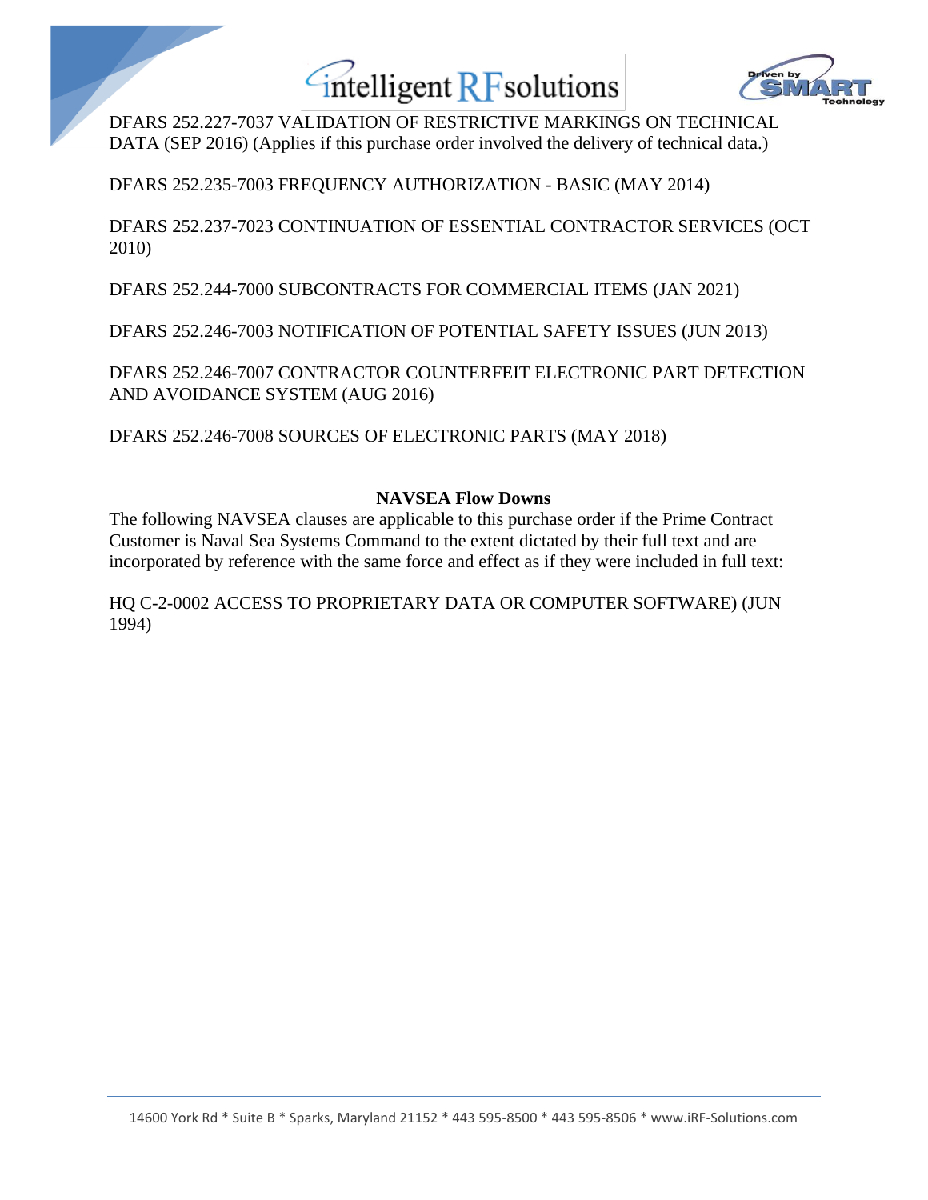DFARS 252.227-7037 VALIDATION OF RESTRICTIVE MARKINGS ON TECHNICAL DATA (SEP 2016) (Applies if this purchase order involved the delivery of technical data.)

DFARS 252.235-7003 FREQUENCY AUTHORIZATION - BASIC (MAY 2014)

DFARS 252.237-7023 CONTINUATION OF ESSENTIAL CONTRACTOR SERVICES (OCT 2010)

DFARS 252.244-7000 SUBCONTRACTS FOR COMMERCIAL ITEMS (JAN 2021)

DFARS 252.246-7003 NOTIFICATION OF POTENTIAL SAFETY ISSUES (JUN 2013)

DFARS 252.246-7007 CONTRACTOR COUNTERFEIT ELECTRONIC PART DETECTION AND AVOIDANCE SYSTEM (AUG 2016)

DFARS 252.246-7008 SOURCES OF ELECTRONIC PARTS (MAY 2018)

**NAVSEA Flow Downs**

The following NAVSEA clauses are applicable to this purchase order if the Prime Contract Customer is Naval Sea Systems Command to the extent dictated by their full text and are incorporated by reference with the same force and effect as if they were included in full text:

HQ C-2-0002 ACCESS TO PROPRIETARY DATA OR COMPUTER SOFTWARE) (JUN 1994)